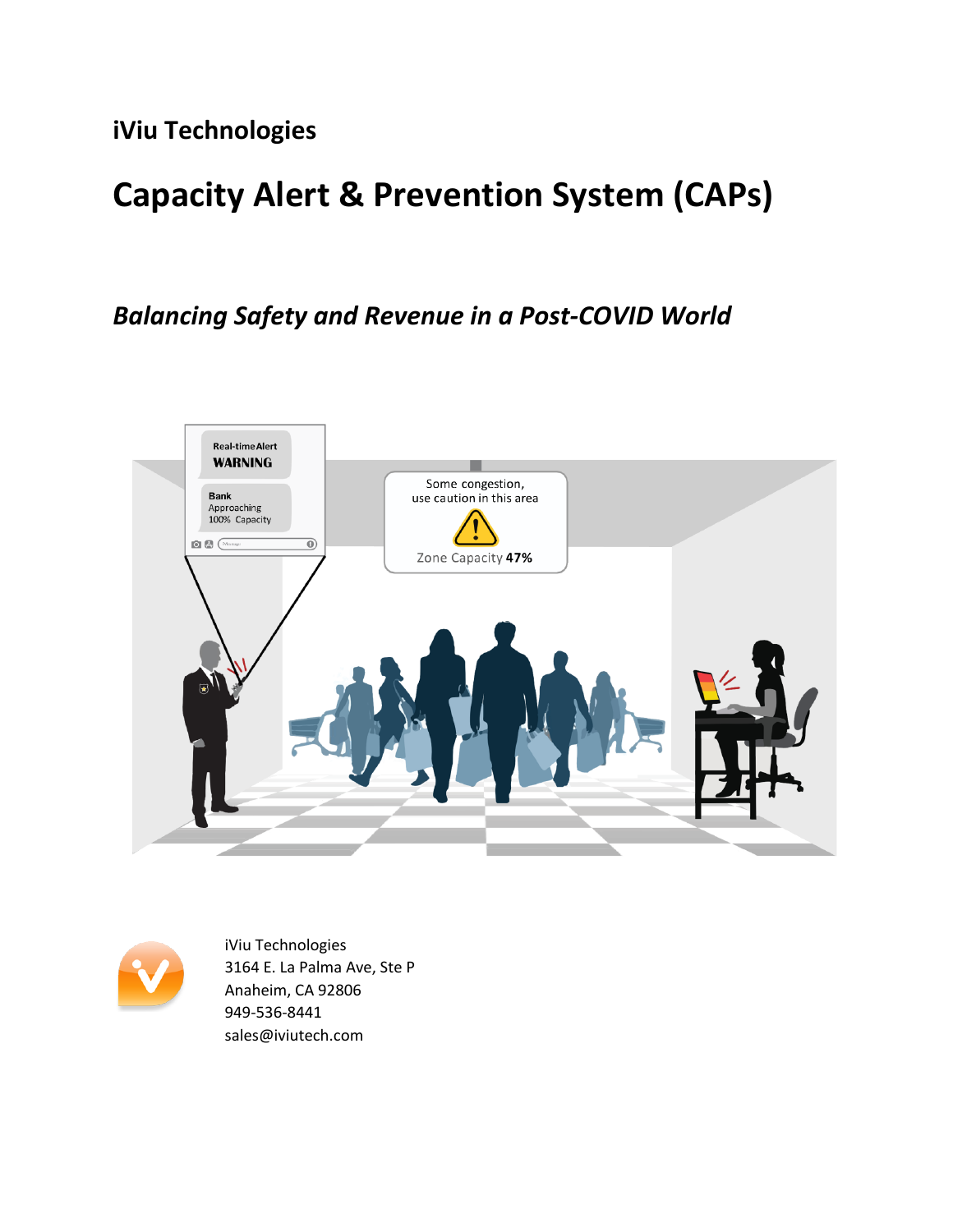# iViu Technologies

# Capacity Alert & Prevention System (CAPs)

## *Balancing Safety and Revenue in a Post-COVID World*

iViu Technologies
3164 E. La Palma Ave, Ste P
Anaheim, CA 92806
949-536-8441
sales@iviutech.com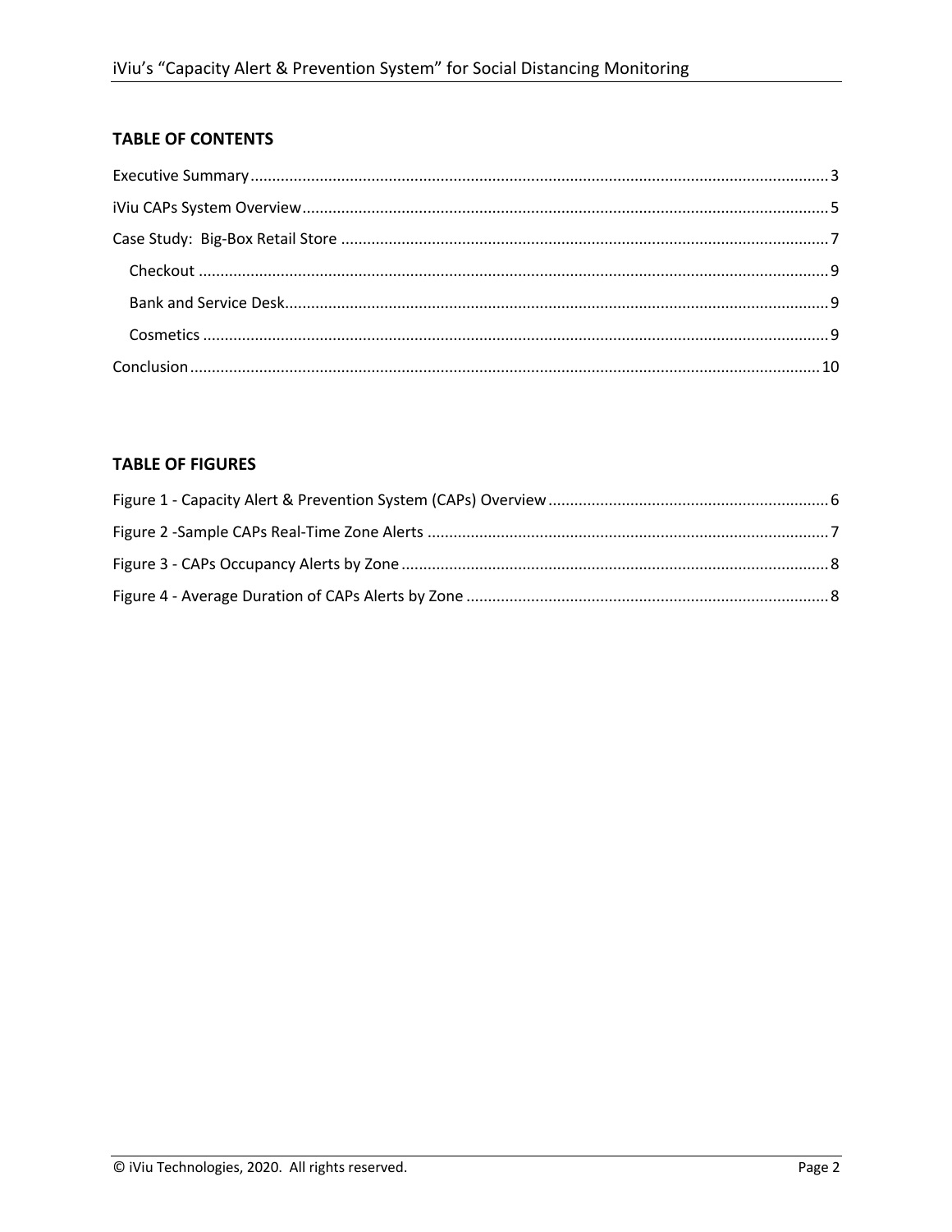## TABLE OF CONTENTS

Executive Summary ..... 3

iViu CAPs System Overview ..... 5

Case Study:  Big-Box Retail Store ..... 7

- Checkout ..... 9
- Bank and Service Desk ..... 9
- Cosmetics ..... 9

Conclusion ..... 10

## TABLE OF FIGURES

Figure 1 - Capacity Alert & Prevention System (CAPs) Overview ..... 6

Figure 2 -Sample CAPs Real-Time Zone Alerts ..... 7

Figure 3 - CAPs Occupancy Alerts by Zone ..... 8

Figure 4 - Average Duration of CAPs Alerts by Zone ..... 8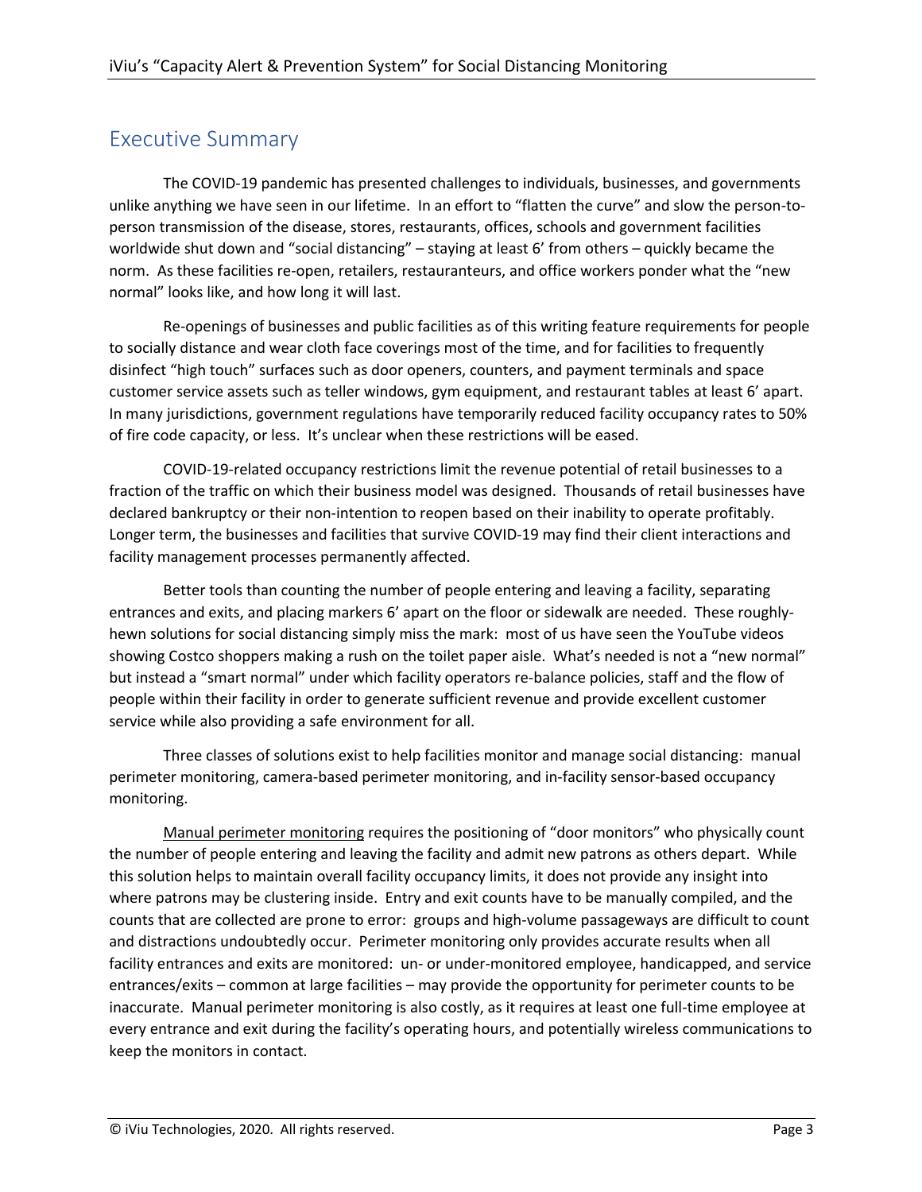## Executive Summary

The COVID-19 pandemic has presented challenges to individuals, businesses, and governments unlike anything we have seen in our lifetime. In an effort to "flatten the curve" and slow the person-to-person transmission of the disease, stores, restaurants, offices, schools and government facilities worldwide shut down and "social distancing" – staying at least 6' from others – quickly became the norm. As these facilities re-open, retailers, restauranteurs, and office workers ponder what the "new normal" looks like, and how long it will last.

Re-openings of businesses and public facilities as of this writing feature requirements for people to socially distance and wear cloth face coverings most of the time, and for facilities to frequently disinfect "high touch" surfaces such as door openers, counters, and payment terminals and space customer service assets such as teller windows, gym equipment, and restaurant tables at least 6' apart. In many jurisdictions, government regulations have temporarily reduced facility occupancy rates to 50% of fire code capacity, or less. It's unclear when these restrictions will be eased.

COVID-19-related occupancy restrictions limit the revenue potential of retail businesses to a fraction of the traffic on which their business model was designed. Thousands of retail businesses have declared bankruptcy or their non-intention to reopen based on their inability to operate profitably. Longer term, the businesses and facilities that survive COVID-19 may find their client interactions and facility management processes permanently affected.

Better tools than counting the number of people entering and leaving a facility, separating entrances and exits, and placing markers 6' apart on the floor or sidewalk are needed. These roughly-hewn solutions for social distancing simply miss the mark: most of us have seen the YouTube videos showing Costco shoppers making a rush on the toilet paper aisle. What's needed is not a "new normal" but instead a "smart normal" under which facility operators re-balance policies, staff and the flow of people within their facility in order to generate sufficient revenue and provide excellent customer service while also providing a safe environment for all.

Three classes of solutions exist to help facilities monitor and manage social distancing: manual perimeter monitoring, camera-based perimeter monitoring, and in-facility sensor-based occupancy monitoring.

Manual perimeter monitoring requires the positioning of "door monitors" who physically count the number of people entering and leaving the facility and admit new patrons as others depart. While this solution helps to maintain overall facility occupancy limits, it does not provide any insight into where patrons may be clustering inside. Entry and exit counts have to be manually compiled, and the counts that are collected are prone to error: groups and high-volume passageways are difficult to count and distractions undoubtedly occur. Perimeter monitoring only provides accurate results when all facility entrances and exits are monitored: un- or under-monitored employee, handicapped, and service entrances/exits – common at large facilities – may provide the opportunity for perimeter counts to be inaccurate. Manual perimeter monitoring is also costly, as it requires at least one full-time employee at every entrance and exit during the facility's operating hours, and potentially wireless communications to keep the monitors in contact.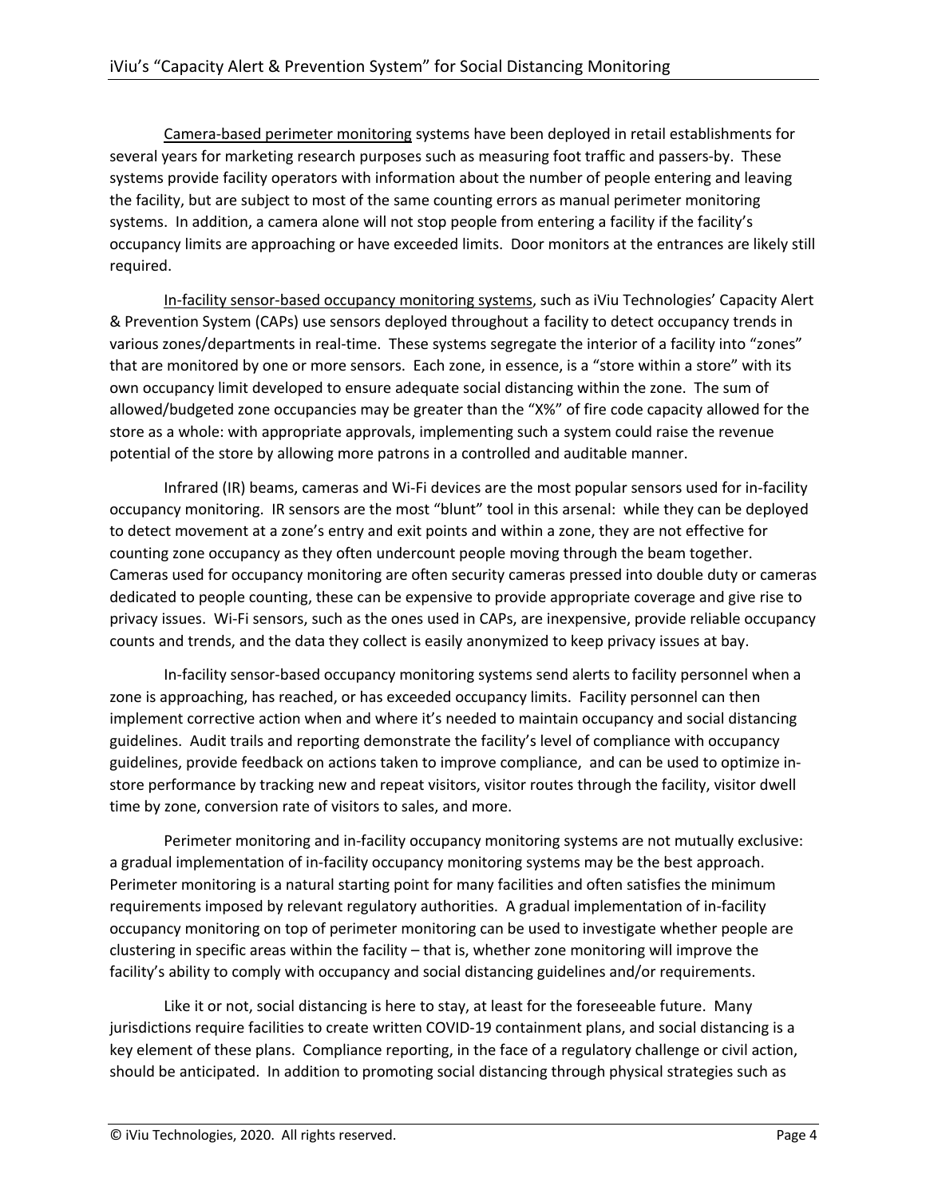<u>Camera-based perimeter monitoring</u> systems have been deployed in retail establishments for several years for marketing research purposes such as measuring foot traffic and passers-by. These systems provide facility operators with information about the number of people entering and leaving the facility, but are subject to most of the same counting errors as manual perimeter monitoring systems. In addition, a camera alone will not stop people from entering a facility if the facility's occupancy limits are approaching or have exceeded limits. Door monitors at the entrances are likely still required.

<u>In-facility sensor-based occupancy monitoring systems</u>, such as iViu Technologies' Capacity Alert & Prevention System (CAPs) use sensors deployed throughout a facility to detect occupancy trends in various zones/departments in real-time. These systems segregate the interior of a facility into "zones" that are monitored by one or more sensors. Each zone, in essence, is a "store within a store" with its own occupancy limit developed to ensure adequate social distancing within the zone. The sum of allowed/budgeted zone occupancies may be greater than the "X%" of fire code capacity allowed for the store as a whole: with appropriate approvals, implementing such a system could raise the revenue potential of the store by allowing more patrons in a controlled and auditable manner.

Infrared (IR) beams, cameras and Wi-Fi devices are the most popular sensors used for in-facility occupancy monitoring. IR sensors are the most "blunt" tool in this arsenal: while they can be deployed to detect movement at a zone's entry and exit points and within a zone, they are not effective for counting zone occupancy as they often undercount people moving through the beam together. Cameras used for occupancy monitoring are often security cameras pressed into double duty or cameras dedicated to people counting, these can be expensive to provide appropriate coverage and give rise to privacy issues. Wi-Fi sensors, such as the ones used in CAPs, are inexpensive, provide reliable occupancy counts and trends, and the data they collect is easily anonymized to keep privacy issues at bay.

In-facility sensor-based occupancy monitoring systems send alerts to facility personnel when a zone is approaching, has reached, or has exceeded occupancy limits. Facility personnel can then implement corrective action when and where it's needed to maintain occupancy and social distancing guidelines. Audit trails and reporting demonstrate the facility's level of compliance with occupancy guidelines, provide feedback on actions taken to improve compliance, and can be used to optimize in-store performance by tracking new and repeat visitors, visitor routes through the facility, visitor dwell time by zone, conversion rate of visitors to sales, and more.

Perimeter monitoring and in-facility occupancy monitoring systems are not mutually exclusive: a gradual implementation of in-facility occupancy monitoring systems may be the best approach. Perimeter monitoring is a natural starting point for many facilities and often satisfies the minimum requirements imposed by relevant regulatory authorities. A gradual implementation of in-facility occupancy monitoring on top of perimeter monitoring can be used to investigate whether people are clustering in specific areas within the facility – that is, whether zone monitoring will improve the facility's ability to comply with occupancy and social distancing guidelines and/or requirements.

Like it or not, social distancing is here to stay, at least for the foreseeable future. Many jurisdictions require facilities to create written COVID-19 containment plans, and social distancing is a key element of these plans. Compliance reporting, in the face of a regulatory challenge or civil action, should be anticipated. In addition to promoting social distancing through physical strategies such as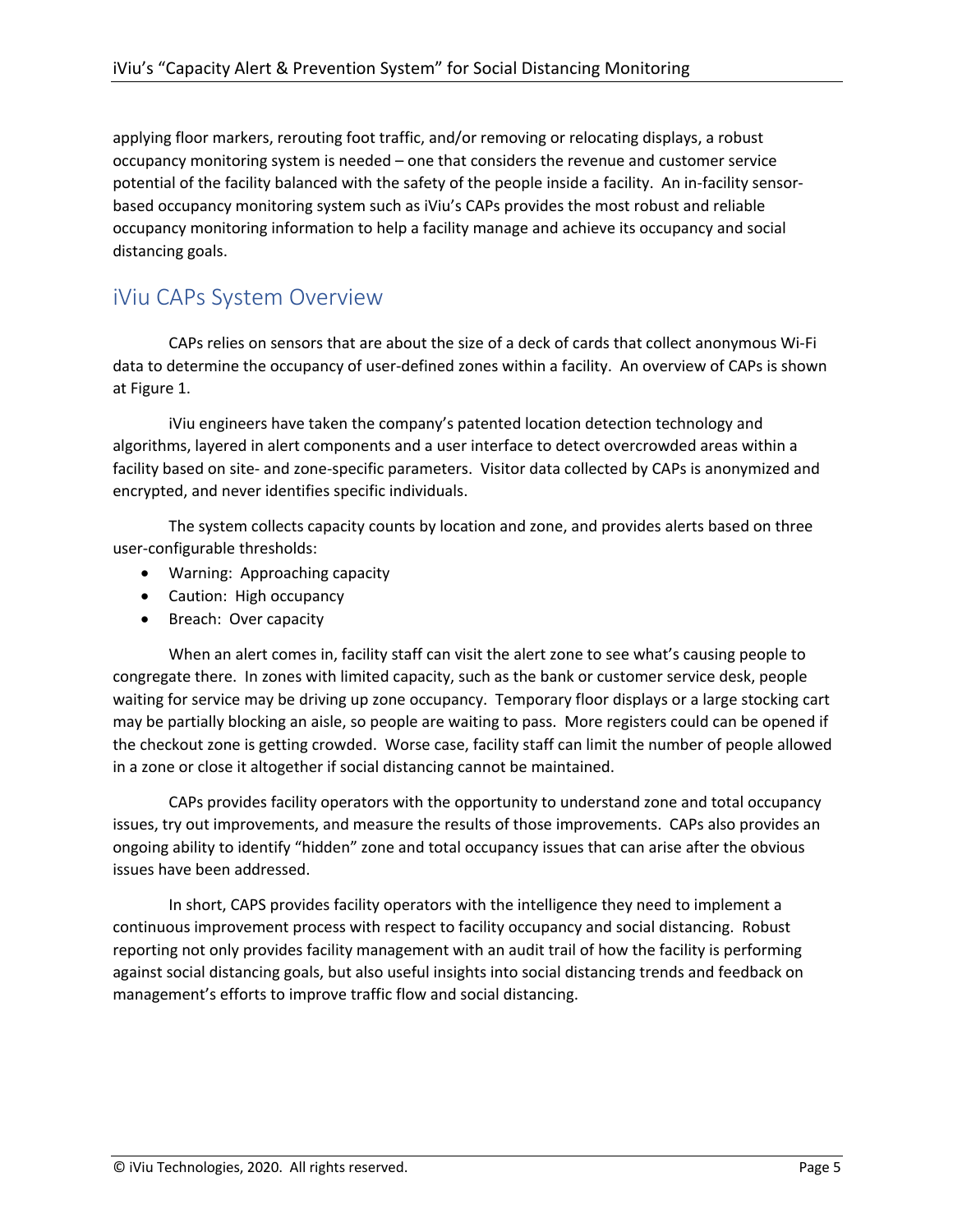applying floor markers, rerouting foot traffic, and/or removing or relocating displays, a robust occupancy monitoring system is needed – one that considers the revenue and customer service potential of the facility balanced with the safety of the people inside a facility. An in-facility sensor-based occupancy monitoring system such as iViu's CAPs provides the most robust and reliable occupancy monitoring information to help a facility manage and achieve its occupancy and social distancing goals.

## iViu CAPs System Overview

CAPs relies on sensors that are about the size of a deck of cards that collect anonymous Wi-Fi data to determine the occupancy of user-defined zones within a facility. An overview of CAPs is shown at Figure 1.

iViu engineers have taken the company's patented location detection technology and algorithms, layered in alert components and a user interface to detect overcrowded areas within a facility based on site- and zone-specific parameters. Visitor data collected by CAPs is anonymized and encrypted, and never identifies specific individuals.

The system collects capacity counts by location and zone, and provides alerts based on three user-configurable thresholds:

- Warning: Approaching capacity
- Caution: High occupancy
- Breach: Over capacity

When an alert comes in, facility staff can visit the alert zone to see what's causing people to congregate there. In zones with limited capacity, such as the bank or customer service desk, people waiting for service may be driving up zone occupancy. Temporary floor displays or a large stocking cart may be partially blocking an aisle, so people are waiting to pass. More registers could can be opened if the checkout zone is getting crowded. Worse case, facility staff can limit the number of people allowed in a zone or close it altogether if social distancing cannot be maintained.

CAPs provides facility operators with the opportunity to understand zone and total occupancy issues, try out improvements, and measure the results of those improvements. CAPs also provides an ongoing ability to identify "hidden" zone and total occupancy issues that can arise after the obvious issues have been addressed.

In short, CAPS provides facility operators with the intelligence they need to implement a continuous improvement process with respect to facility occupancy and social distancing. Robust reporting not only provides facility management with an audit trail of how the facility is performing against social distancing goals, but also useful insights into social distancing trends and feedback on management's efforts to improve traffic flow and social distancing.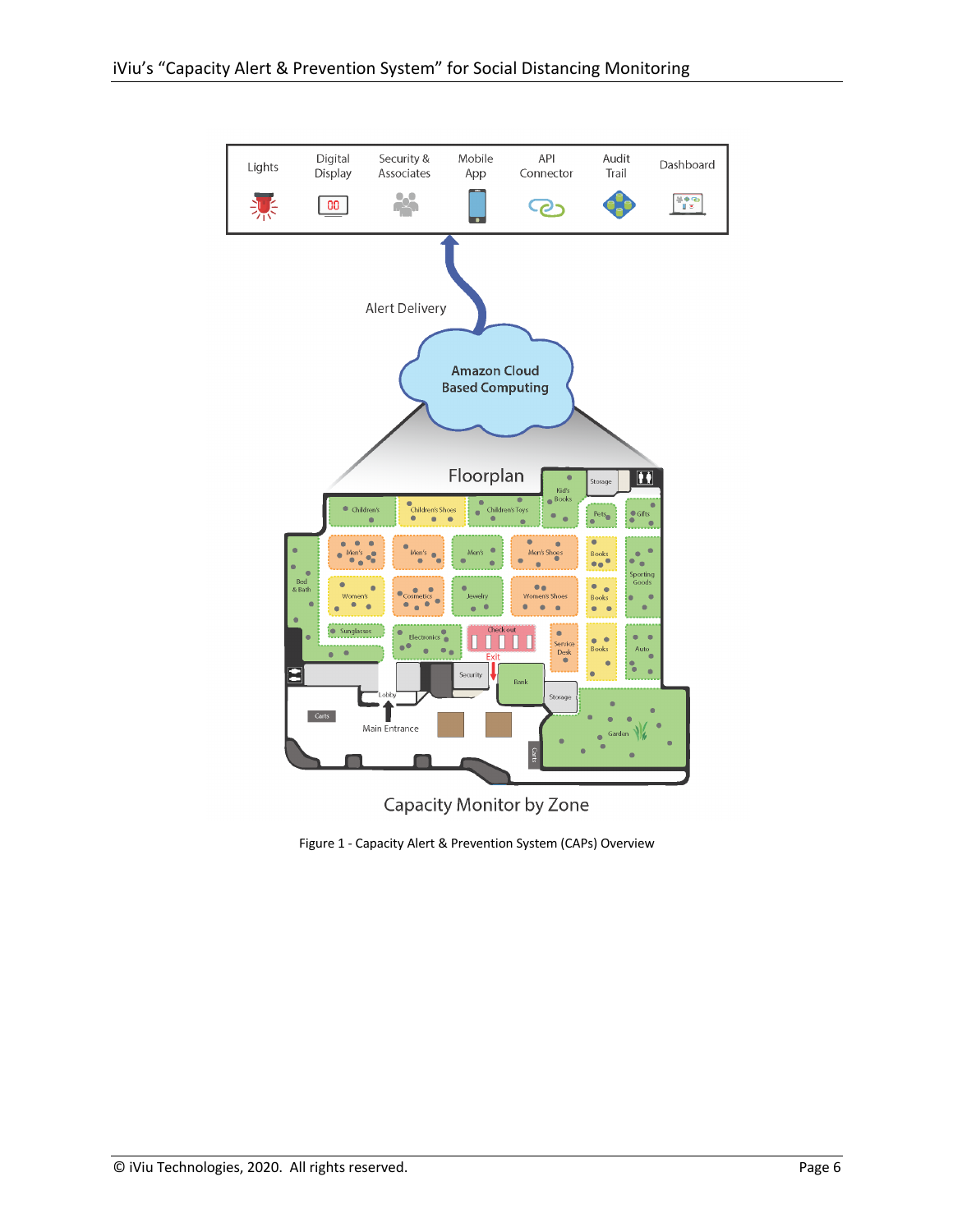Figure 1 - Capacity Alert & Prevention System (CAPs) Overview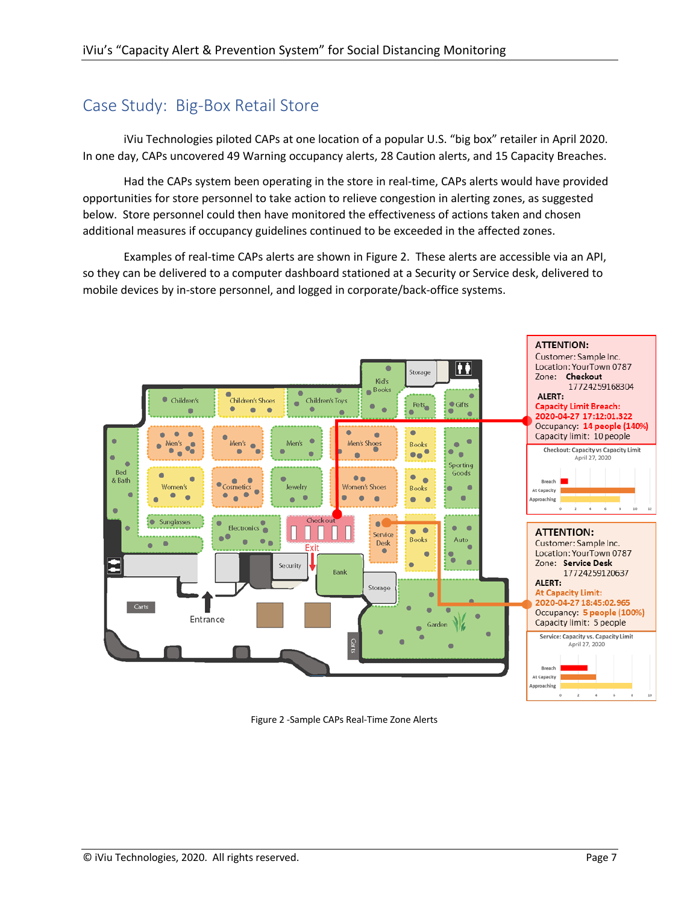## Case Study: Big-Box Retail Store

iViu Technologies piloted CAPs at one location of a popular U.S. "big box" retailer in April 2020. In one day, CAPs uncovered 49 Warning occupancy alerts, 28 Caution alerts, and 15 Capacity Breaches.

Had the CAPs system been operating in the store in real-time, CAPs alerts would have provided opportunities for store personnel to take action to relieve congestion in alerting zones, as suggested below. Store personnel could then have monitored the effectiveness of actions taken and chosen additional measures if occupancy guidelines continued to be exceeded in the affected zones.

Examples of real-time CAPs alerts are shown in Figure 2. These alerts are accessible via an API, so they can be delivered to a computer dashboard stationed at a Security or Service desk, delivered to mobile devices by in-store personnel, and logged in corporate/back-office systems.

**ATTENTION:**
Customer: Sample Inc.
Location: YourTown 0787
Zone: **Checkout**
17724259168304
**ALERT:**
**Capacity Limit Breach:**
**2020-04-27 17:12:01.322**
Occupancy: **14 people (140%)**
Capacity limit: 10 people

Checkout: Capacity vs Capacity Limit
April 27, 2020

**ATTENTION:**
Customer: Sample Inc.
Location: YourTown 0787
Zone: **Service Desk**
17724259120637
**ALERT:**
At Capacity Limit:
2020-04-27 18:45:02.965
Occupancy: **5 people (100%)**
Capacity limit: 5 people

Service: Capacity vs. Capacity Limit
April 27, 2020

Figure 2 -Sample CAPs Real-Time Zone Alerts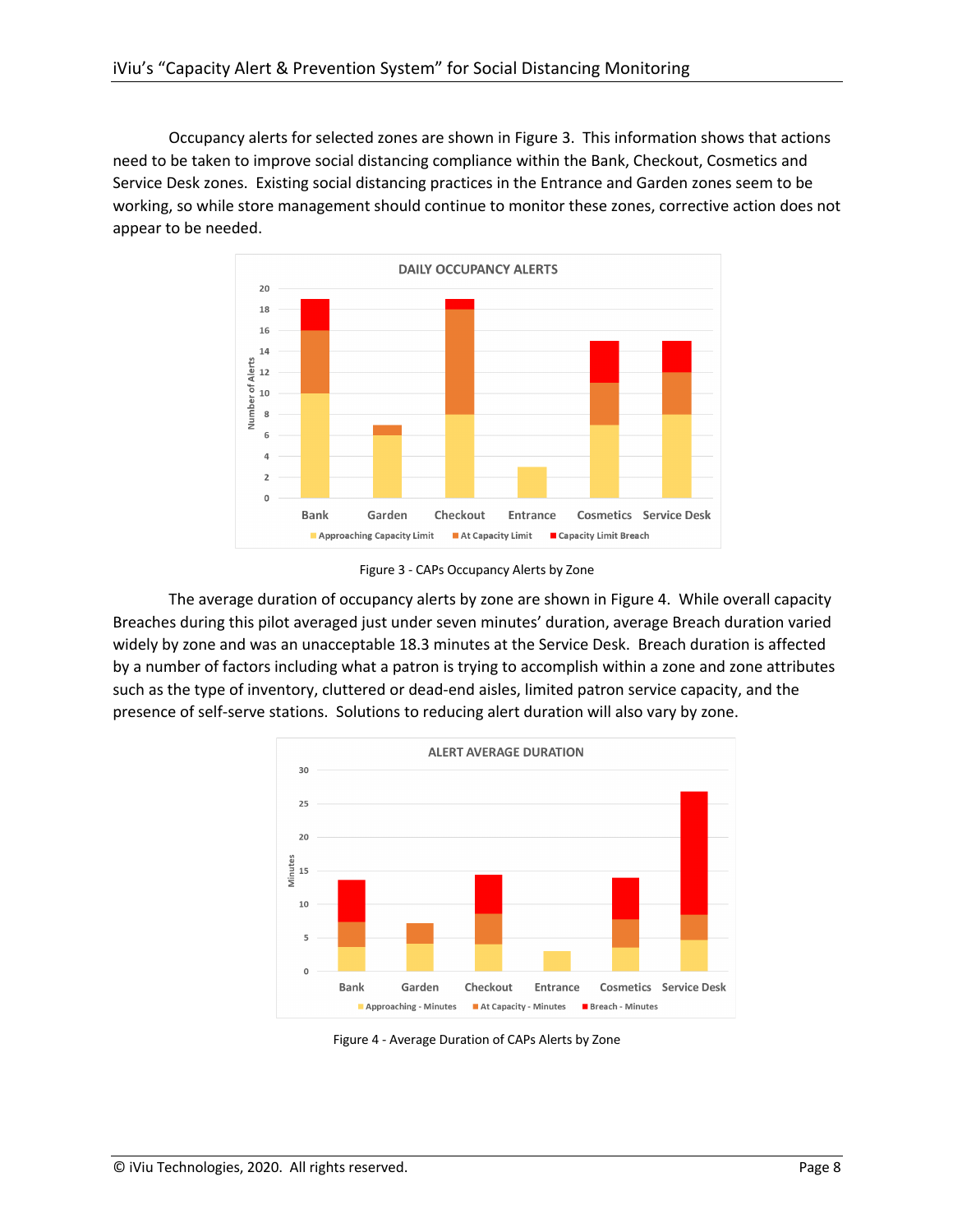Occupancy alerts for selected zones are shown in Figure 3. This information shows that actions need to be taken to improve social distancing compliance within the Bank, Checkout, Cosmetics and Service Desk zones. Existing social distancing practices in the Entrance and Garden zones seem to be working, so while store management should continue to monitor these zones, corrective action does not appear to be needed.

Figure 3 - CAPs Occupancy Alerts by Zone

The average duration of occupancy alerts by zone are shown in Figure 4. While overall capacity Breaches during this pilot averaged just under seven minutes' duration, average Breach duration varied widely by zone and was an unacceptable 18.3 minutes at the Service Desk. Breach duration is affected by a number of factors including what a patron is trying to accomplish within a zone and zone attributes such as the type of inventory, cluttered or dead-end aisles, limited patron service capacity, and the presence of self-serve stations. Solutions to reducing alert duration will also vary by zone.

Figure 4 - Average Duration of CAPs Alerts by Zone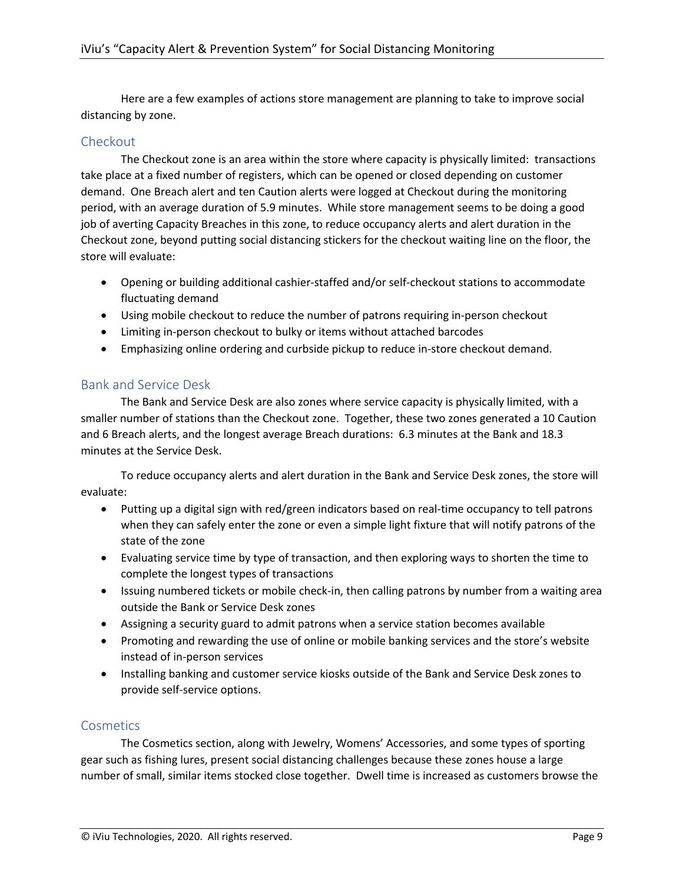Here are a few examples of actions store management are planning to take to improve social distancing by zone.

## Checkout

The Checkout zone is an area within the store where capacity is physically limited: transactions take place at a fixed number of registers, which can be opened or closed depending on customer demand. One Breach alert and ten Caution alerts were logged at Checkout during the monitoring period, with an average duration of 5.9 minutes. While store management seems to be doing a good job of averting Capacity Breaches in this zone, to reduce occupancy alerts and alert duration in the Checkout zone, beyond putting social distancing stickers for the checkout waiting line on the floor, the store will evaluate:

- Opening or building additional cashier-staffed and/or self-checkout stations to accommodate fluctuating demand
- Using mobile checkout to reduce the number of patrons requiring in-person checkout
- Limiting in-person checkout to bulky or items without attached barcodes
- Emphasizing online ordering and curbside pickup to reduce in-store checkout demand.

## Bank and Service Desk

The Bank and Service Desk are also zones where service capacity is physically limited, with a smaller number of stations than the Checkout zone. Together, these two zones generated a 10 Caution and 6 Breach alerts, and the longest average Breach durations: 6.3 minutes at the Bank and 18.3 minutes at the Service Desk.

To reduce occupancy alerts and alert duration in the Bank and Service Desk zones, the store will evaluate:

- Putting up a digital sign with red/green indicators based on real-time occupancy to tell patrons when they can safely enter the zone or even a simple light fixture that will notify patrons of the state of the zone
- Evaluating service time by type of transaction, and then exploring ways to shorten the time to complete the longest types of transactions
- Issuing numbered tickets or mobile check-in, then calling patrons by number from a waiting area outside the Bank or Service Desk zones
- Assigning a security guard to admit patrons when a service station becomes available
- Promoting and rewarding the use of online or mobile banking services and the store's website instead of in-person services
- Installing banking and customer service kiosks outside of the Bank and Service Desk zones to provide self-service options.

## Cosmetics

The Cosmetics section, along with Jewelry, Womens' Accessories, and some types of sporting gear such as fishing lures, present social distancing challenges because these zones house a large number of small, similar items stocked close together. Dwell time is increased as customers browse the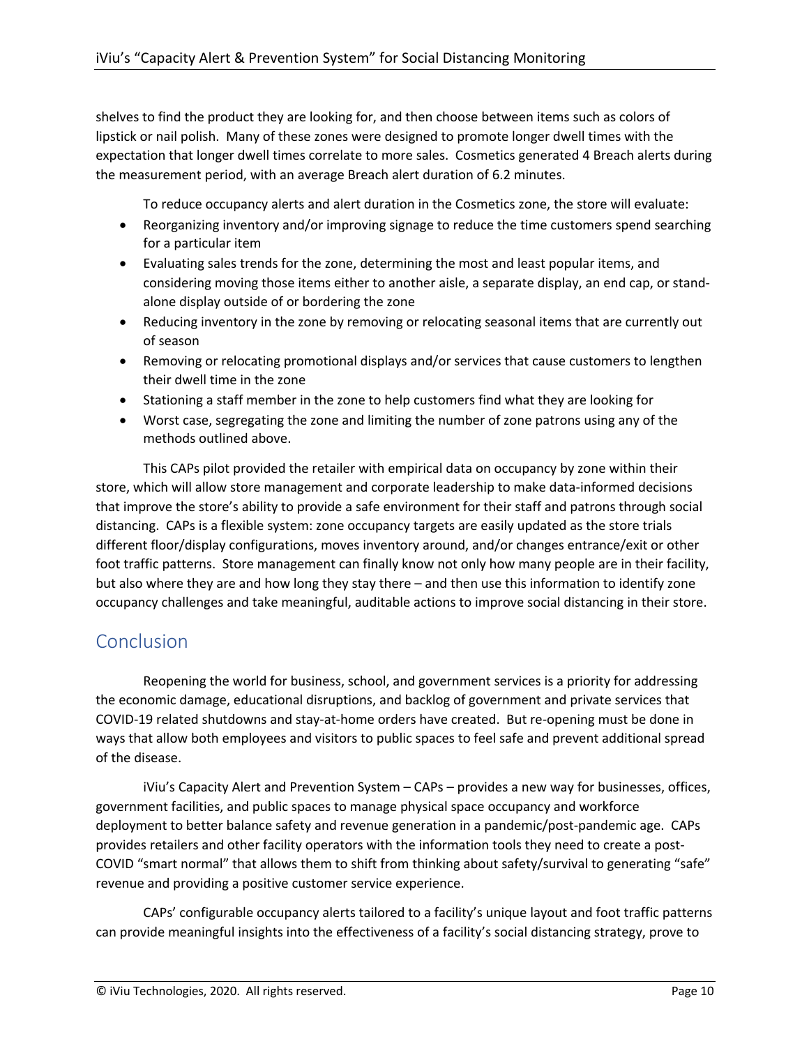shelves to find the product they are looking for, and then choose between items such as colors of lipstick or nail polish. Many of these zones were designed to promote longer dwell times with the expectation that longer dwell times correlate to more sales. Cosmetics generated 4 Breach alerts during the measurement period, with an average Breach alert duration of 6.2 minutes.

To reduce occupancy alerts and alert duration in the Cosmetics zone, the store will evaluate:

- Reorganizing inventory and/or improving signage to reduce the time customers spend searching for a particular item
- Evaluating sales trends for the zone, determining the most and least popular items, and considering moving those items either to another aisle, a separate display, an end cap, or stand-alone display outside of or bordering the zone
- Reducing inventory in the zone by removing or relocating seasonal items that are currently out of season
- Removing or relocating promotional displays and/or services that cause customers to lengthen their dwell time in the zone
- Stationing a staff member in the zone to help customers find what they are looking for
- Worst case, segregating the zone and limiting the number of zone patrons using any of the methods outlined above.

This CAPs pilot provided the retailer with empirical data on occupancy by zone within their store, which will allow store management and corporate leadership to make data-informed decisions that improve the store's ability to provide a safe environment for their staff and patrons through social distancing. CAPs is a flexible system: zone occupancy targets are easily updated as the store trials different floor/display configurations, moves inventory around, and/or changes entrance/exit or other foot traffic patterns. Store management can finally know not only how many people are in their facility, but also where they are and how long they stay there – and then use this information to identify zone occupancy challenges and take meaningful, auditable actions to improve social distancing in their store.

## Conclusion

Reopening the world for business, school, and government services is a priority for addressing the economic damage, educational disruptions, and backlog of government and private services that COVID-19 related shutdowns and stay-at-home orders have created. But re-opening must be done in ways that allow both employees and visitors to public spaces to feel safe and prevent additional spread of the disease.

iViu's Capacity Alert and Prevention System – CAPs – provides a new way for businesses, offices, government facilities, and public spaces to manage physical space occupancy and workforce deployment to better balance safety and revenue generation in a pandemic/post-pandemic age. CAPs provides retailers and other facility operators with the information tools they need to create a post-COVID "smart normal" that allows them to shift from thinking about safety/survival to generating "safe" revenue and providing a positive customer service experience.

CAPs' configurable occupancy alerts tailored to a facility's unique layout and foot traffic patterns can provide meaningful insights into the effectiveness of a facility's social distancing strategy, prove to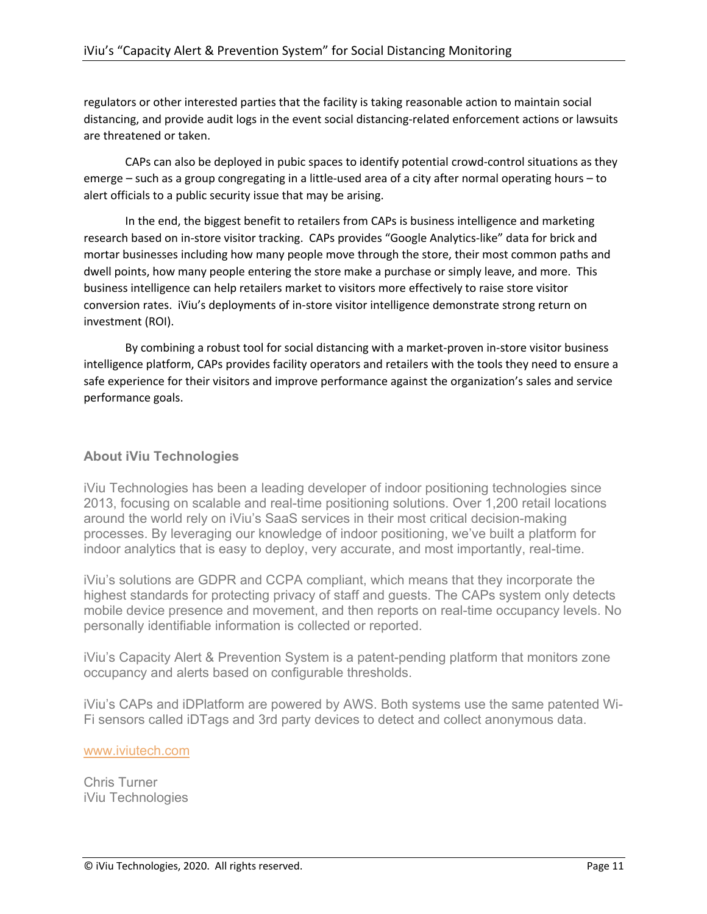regulators or other interested parties that the facility is taking reasonable action to maintain social distancing, and provide audit logs in the event social distancing-related enforcement actions or lawsuits are threatened or taken.

CAPs can also be deployed in pubic spaces to identify potential crowd-control situations as they emerge – such as a group congregating in a little-used area of a city after normal operating hours – to alert officials to a public security issue that may be arising.

In the end, the biggest benefit to retailers from CAPs is business intelligence and marketing research based on in-store visitor tracking. CAPs provides "Google Analytics-like" data for brick and mortar businesses including how many people move through the store, their most common paths and dwell points, how many people entering the store make a purchase or simply leave, and more. This business intelligence can help retailers market to visitors more effectively to raise store visitor conversion rates. iViu's deployments of in-store visitor intelligence demonstrate strong return on investment (ROI).

By combining a robust tool for social distancing with a market-proven in-store visitor business intelligence platform, CAPs provides facility operators and retailers with the tools they need to ensure a safe experience for their visitors and improve performance against the organization's sales and service performance goals.

### About iViu Technologies

iViu Technologies has been a leading developer of indoor positioning technologies since 2013, focusing on scalable and real-time positioning solutions. Over 1,200 retail locations around the world rely on iViu's SaaS services in their most critical decision-making processes. By leveraging our knowledge of indoor positioning, we've built a platform for indoor analytics that is easy to deploy, very accurate, and most importantly, real-time.

iViu's solutions are GDPR and CCPA compliant, which means that they incorporate the highest standards for protecting privacy of staff and guests. The CAPs system only detects mobile device presence and movement, and then reports on real-time occupancy levels. No personally identifiable information is collected or reported.

iViu's Capacity Alert & Prevention System is a patent-pending platform that monitors zone occupancy and alerts based on configurable thresholds.

iViu's CAPs and iDPlatform are powered by AWS. Both systems use the same patented Wi-Fi sensors called iDTags and 3rd party devices to detect and collect anonymous data.

www.iviutech.com

Chris Turner
iViu Technologies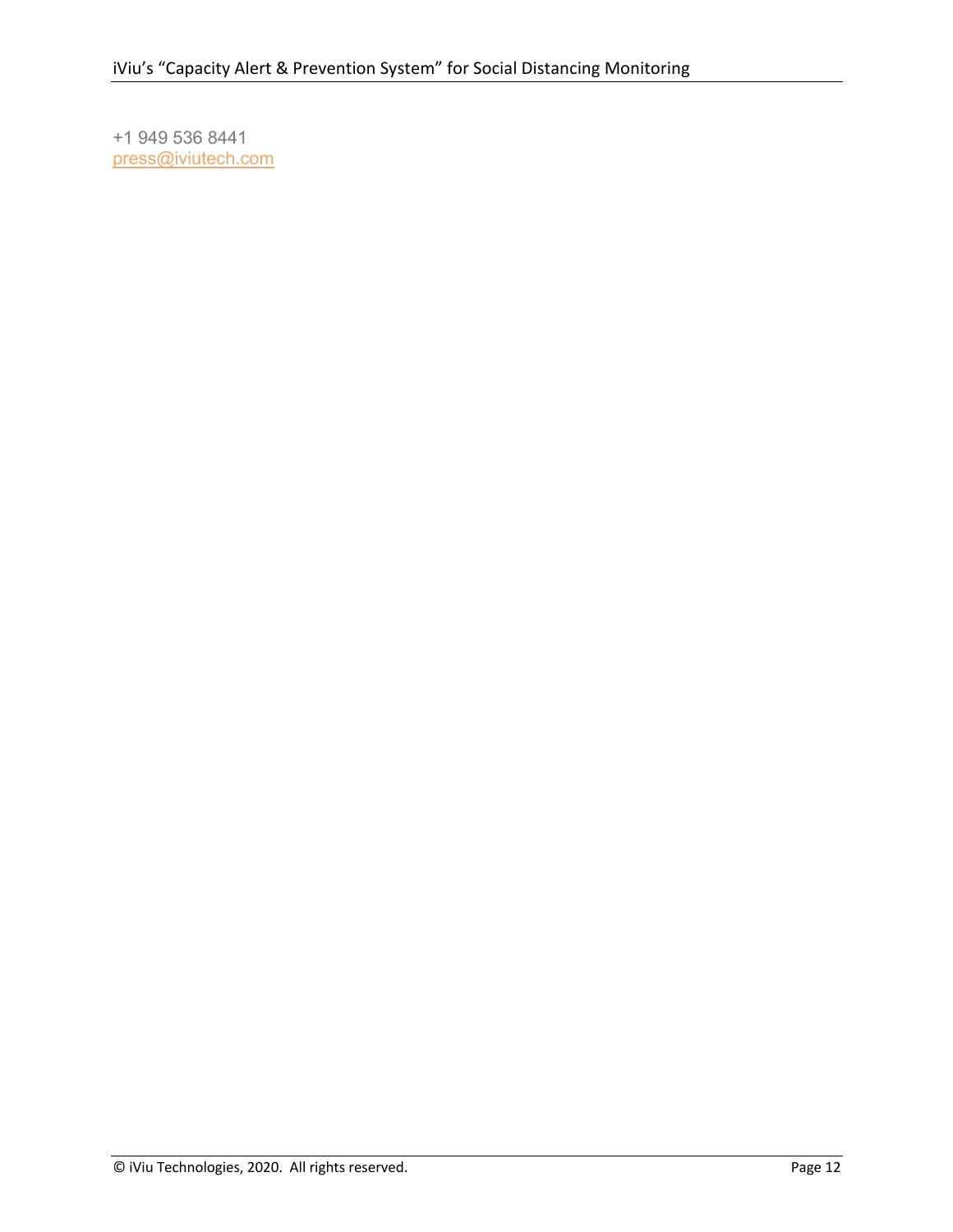+1 949 536 8441
press@iviutech.com